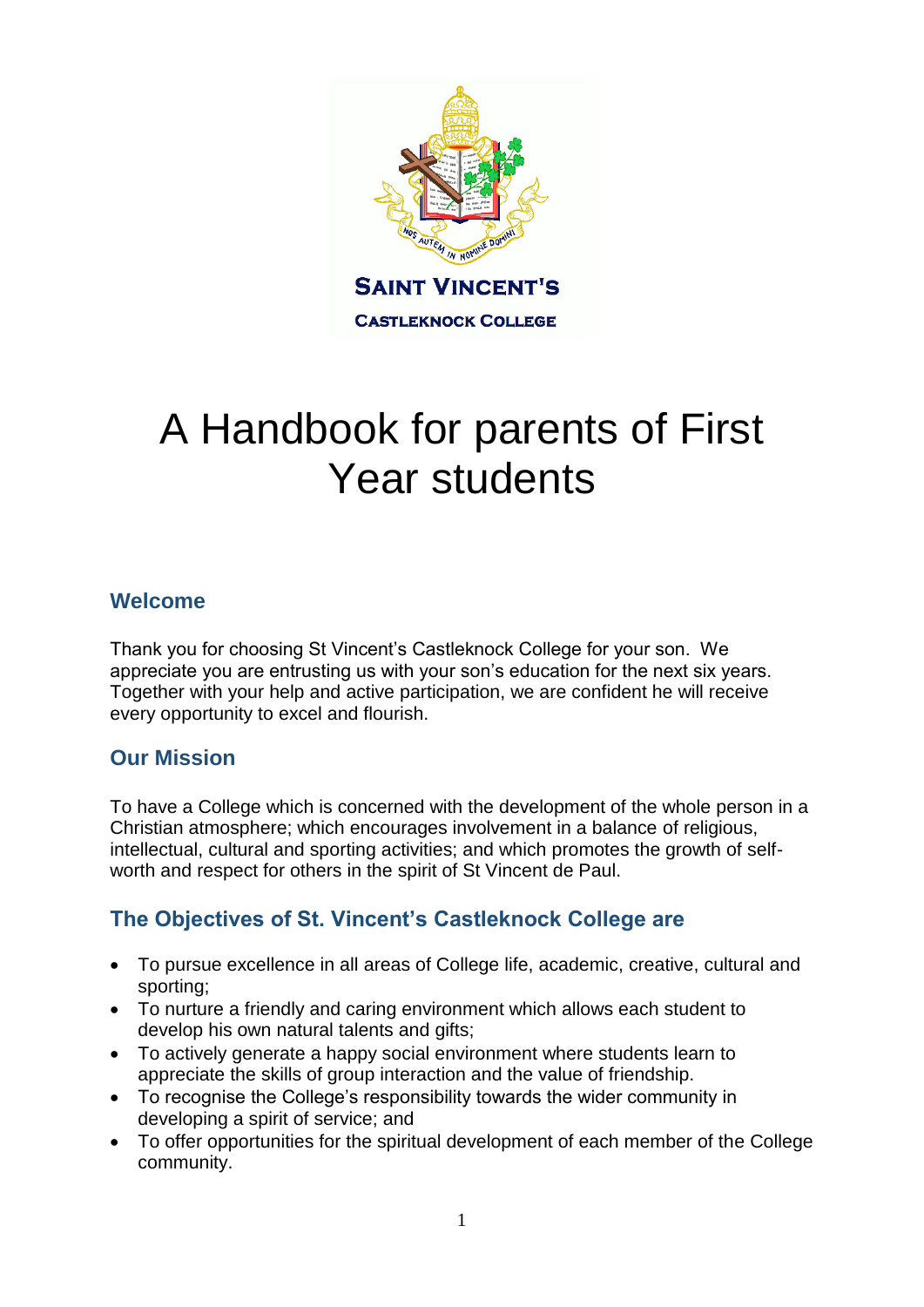**SAINT VINCENT'S**

**CASTLEKNOCK COLLEGE**

# A Handbook for parents of First Year students

## Welcome

Thank you for choosing St Vincent's Castleknock College for your son. We appreciate you are entrusting us with your son's education for the next six years. Together with your help and active participation, we are confident he will receive every opportunity to excel and flourish.

## Our Mission

To have a College which is concerned with the development of the whole person in a Christian atmosphere; which encourages involvement in a balance of religious, intellectual, cultural and sporting activities; and which promotes the growth of self-worth and respect for others in the spirit of St Vincent de Paul.

## The Objectives of St. Vincent's Castleknock College are

- To pursue excellence in all areas of College life, academic, creative, cultural and sporting;
- To nurture a friendly and caring environment which allows each student to develop his own natural talents and gifts;
- To actively generate a happy social environment where students learn to appreciate the skills of group interaction and the value of friendship.
- To recognise the College's responsibility towards the wider community in developing a spirit of service; and
- To offer opportunities for the spiritual development of each member of the College community.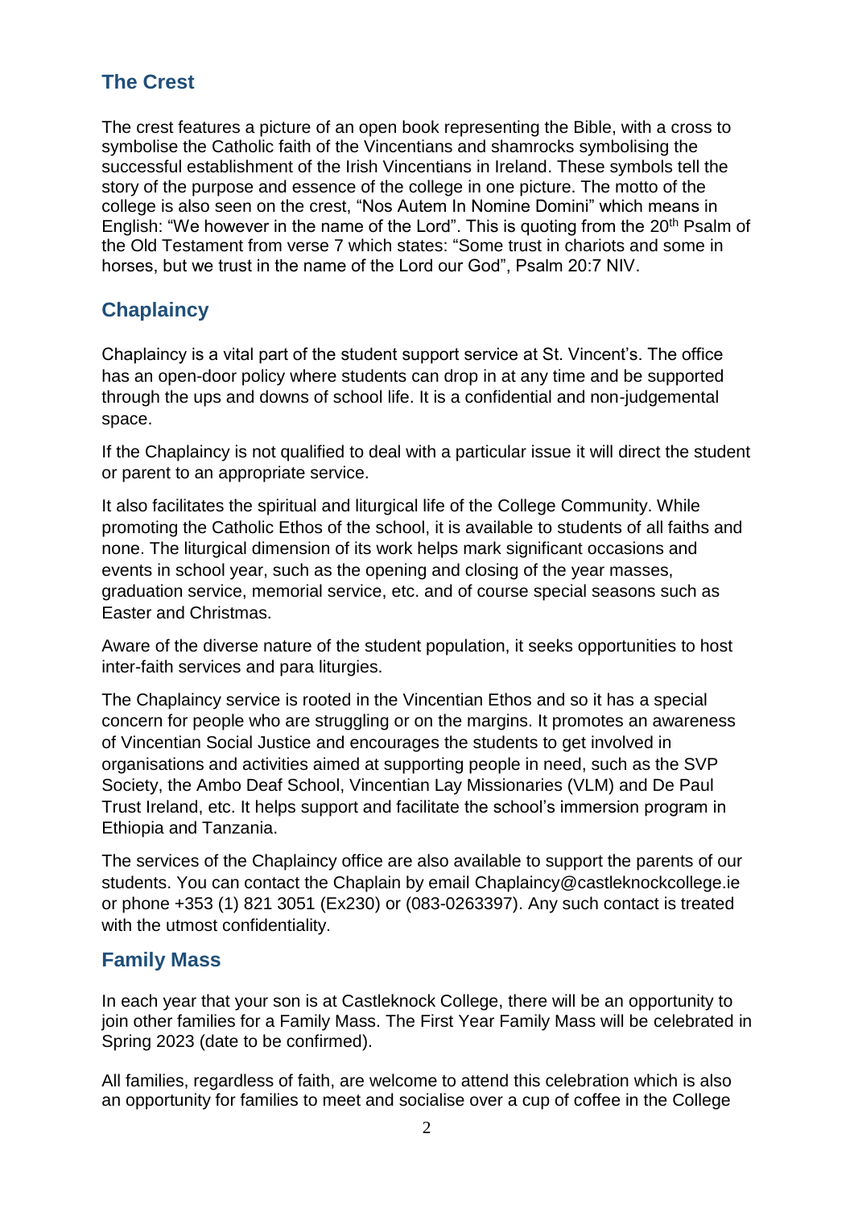## The Crest

The crest features a picture of an open book representing the Bible, with a cross to symbolise the Catholic faith of the Vincentians and shamrocks symbolising the successful establishment of the Irish Vincentians in Ireland. These symbols tell the story of the purpose and essence of the college in one picture. The motto of the college is also seen on the crest, "Nos Autem In Nomine Domini" which means in English: "We however in the name of the Lord". This is quoting from the 20th Psalm of the Old Testament from verse 7 which states: "Some trust in chariots and some in horses, but we trust in the name of the Lord our God", Psalm 20:7 NIV.

## Chaplaincy

Chaplaincy is a vital part of the student support service at St. Vincent's. The office has an open-door policy where students can drop in at any time and be supported through the ups and downs of school life. It is a confidential and non-judgemental space.

If the Chaplaincy is not qualified to deal with a particular issue it will direct the student or parent to an appropriate service.

It also facilitates the spiritual and liturgical life of the College Community. While promoting the Catholic Ethos of the school, it is available to students of all faiths and none. The liturgical dimension of its work helps mark significant occasions and events in school year, such as the opening and closing of the year masses, graduation service, memorial service, etc. and of course special seasons such as Easter and Christmas.

Aware of the diverse nature of the student population, it seeks opportunities to host inter-faith services and para liturgies.

The Chaplaincy service is rooted in the Vincentian Ethos and so it has a special concern for people who are struggling or on the margins. It promotes an awareness of Vincentian Social Justice and encourages the students to get involved in organisations and activities aimed at supporting people in need, such as the SVP Society, the Ambo Deaf School, Vincentian Lay Missionaries (VLM) and De Paul Trust Ireland, etc. It helps support and facilitate the school's immersion program in Ethiopia and Tanzania.

The services of the Chaplaincy office are also available to support the parents of our students. You can contact the Chaplain by email Chaplaincy@castleknockcollege.ie or phone +353 (1) 821 3051 (Ex230) or (083-0263397). Any such contact is treated with the utmost confidentiality.

## Family Mass

In each year that your son is at Castleknock College, there will be an opportunity to join other families for a Family Mass. The First Year Family Mass will be celebrated in Spring 2023 (date to be confirmed).

All families, regardless of faith, are welcome to attend this celebration which is also an opportunity for families to meet and socialise over a cup of coffee in the College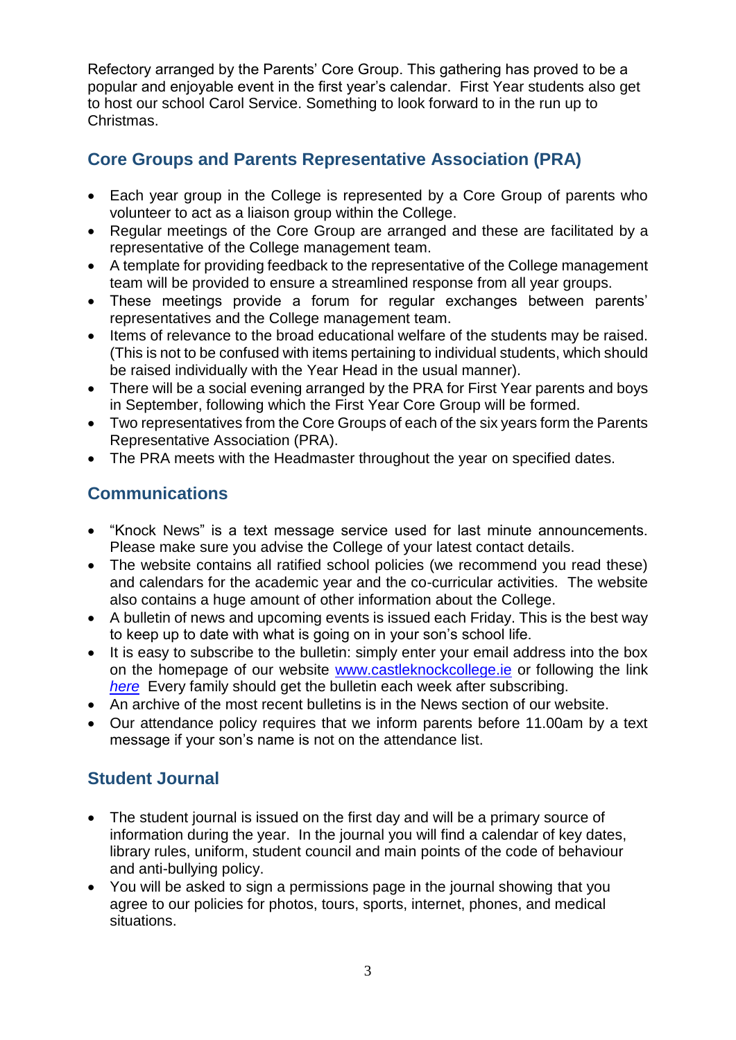Refectory arranged by the Parents' Core Group. This gathering has proved to be a popular and enjoyable event in the first year's calendar. First Year students also get to host our school Carol Service. Something to look forward to in the run up to Christmas.

## Core Groups and Parents Representative Association (PRA)

- Each year group in the College is represented by a Core Group of parents who volunteer to act as a liaison group within the College.
- Regular meetings of the Core Group are arranged and these are facilitated by a representative of the College management team.
- A template for providing feedback to the representative of the College management team will be provided to ensure a streamlined response from all year groups.
- These meetings provide a forum for regular exchanges between parents' representatives and the College management team.
- Items of relevance to the broad educational welfare of the students may be raised. (This is not to be confused with items pertaining to individual students, which should be raised individually with the Year Head in the usual manner).
- There will be a social evening arranged by the PRA for First Year parents and boys in September, following which the First Year Core Group will be formed.
- Two representatives from the Core Groups of each of the six years form the Parents Representative Association (PRA).
- The PRA meets with the Headmaster throughout the year on specified dates.

## Communications

- "Knock News" is a text message service used for last minute announcements. Please make sure you advise the College of your latest contact details.
- The website contains all ratified school policies (we recommend you read these) and calendars for the academic year and the co-curricular activities. The website also contains a huge amount of other information about the College.
- A bulletin of news and upcoming events is issued each Friday. This is the best way to keep up to date with what is going on in your son's school life.
- It is easy to subscribe to the bulletin: simply enter your email address into the box on the homepage of our website www.castleknockcollege.ie or following the link *here* Every family should get the bulletin each week after subscribing.
- An archive of the most recent bulletins is in the News section of our website.
- Our attendance policy requires that we inform parents before 11.00am by a text message if your son's name is not on the attendance list.

## Student Journal

- The student journal is issued on the first day and will be a primary source of information during the year. In the journal you will find a calendar of key dates, library rules, uniform, student council and main points of the code of behaviour and anti-bullying policy.
- You will be asked to sign a permissions page in the journal showing that you agree to our policies for photos, tours, sports, internet, phones, and medical situations.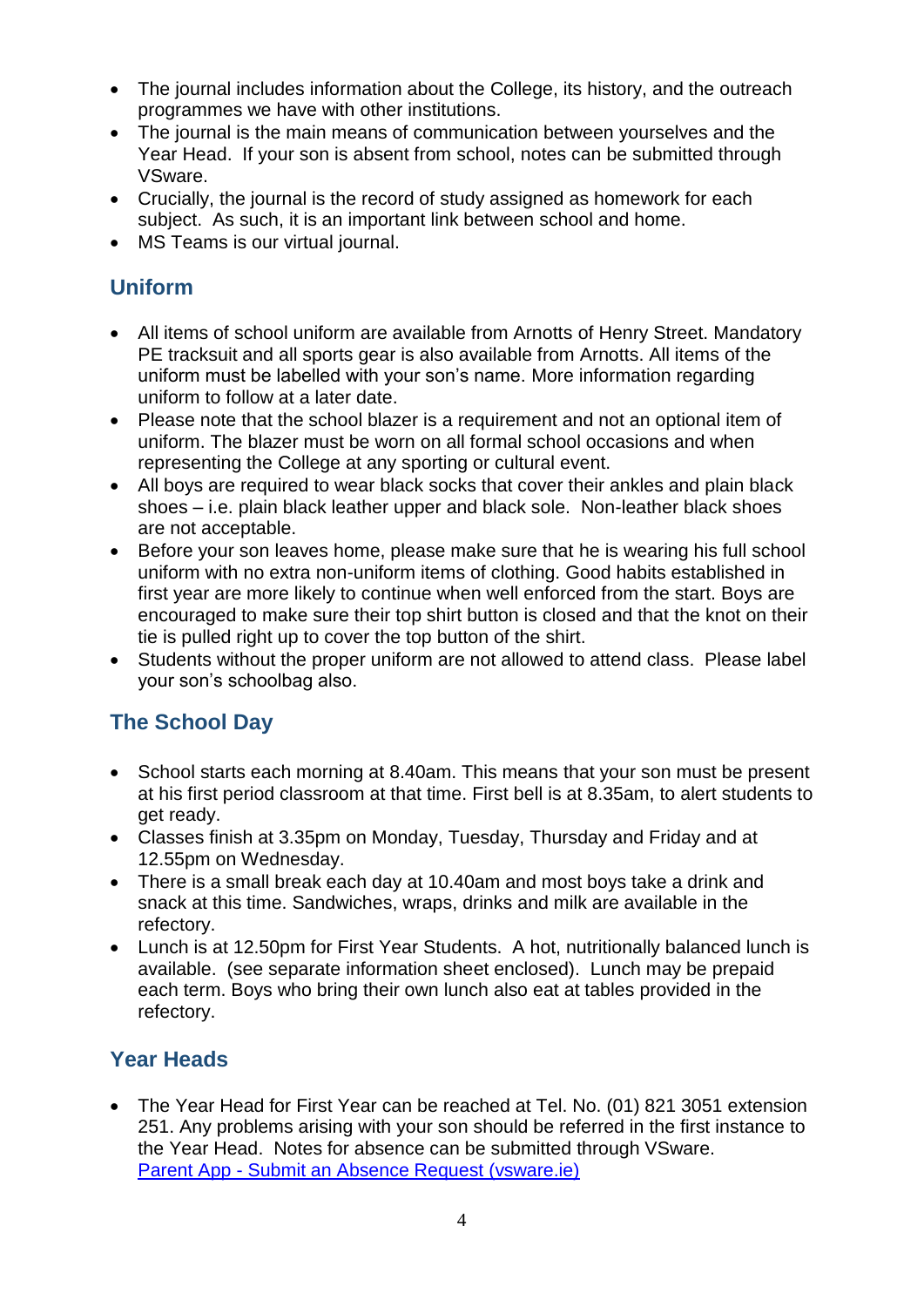- The journal includes information about the College, its history, and the outreach programmes we have with other institutions.
- The journal is the main means of communication between yourselves and the Year Head. If your son is absent from school, notes can be submitted through VSware.
- Crucially, the journal is the record of study assigned as homework for each subject. As such, it is an important link between school and home.
- MS Teams is our virtual journal.

## Uniform

- All items of school uniform are available from Arnotts of Henry Street. Mandatory PE tracksuit and all sports gear is also available from Arnotts. All items of the uniform must be labelled with your son's name. More information regarding uniform to follow at a later date.
- Please note that the school blazer is a requirement and not an optional item of uniform. The blazer must be worn on all formal school occasions and when representing the College at any sporting or cultural event.
- All boys are required to wear black socks that cover their ankles and plain black shoes – i.e. plain black leather upper and black sole. Non-leather black shoes are not acceptable.
- Before your son leaves home, please make sure that he is wearing his full school uniform with no extra non-uniform items of clothing. Good habits established in first year are more likely to continue when well enforced from the start. Boys are encouraged to make sure their top shirt button is closed and that the knot on their tie is pulled right up to cover the top button of the shirt.
- Students without the proper uniform are not allowed to attend class. Please label your son's schoolbag also.

## The School Day

- School starts each morning at 8.40am. This means that your son must be present at his first period classroom at that time. First bell is at 8.35am, to alert students to get ready.
- Classes finish at 3.35pm on Monday, Tuesday, Thursday and Friday and at 12.55pm on Wednesday.
- There is a small break each day at 10.40am and most boys take a drink and snack at this time. Sandwiches, wraps, drinks and milk are available in the refectory.
- Lunch is at 12.50pm for First Year Students. A hot, nutritionally balanced lunch is available. (see separate information sheet enclosed). Lunch may be prepaid each term. Boys who bring their own lunch also eat at tables provided in the refectory.

## Year Heads

- The Year Head for First Year can be reached at Tel. No. (01) 821 3051 extension 251. Any problems arising with your son should be referred in the first instance to the Year Head. Notes for absence can be submitted through VSware.
[Parent App - Submit an Absence Request (vsware.ie)]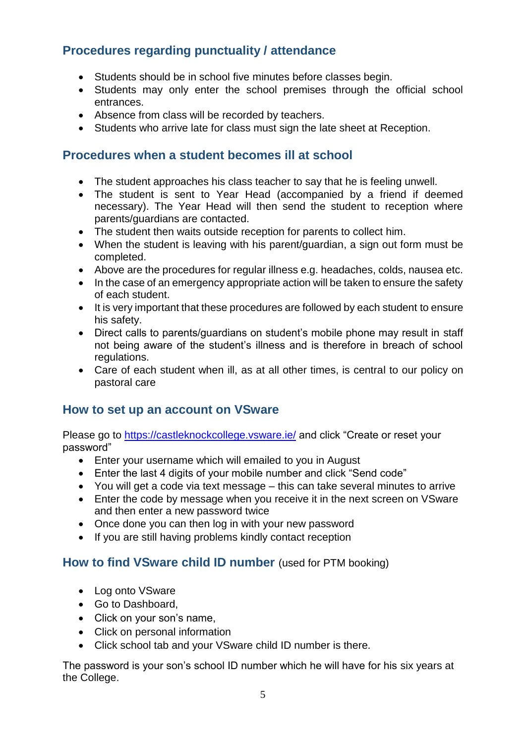## Procedures regarding punctuality / attendance

- Students should be in school five minutes before classes begin.
- Students may only enter the school premises through the official school entrances.
- Absence from class will be recorded by teachers.
- Students who arrive late for class must sign the late sheet at Reception.

## Procedures when a student becomes ill at school

- The student approaches his class teacher to say that he is feeling unwell.
- The student is sent to Year Head (accompanied by a friend if deemed necessary). The Year Head will then send the student to reception where parents/guardians are contacted.
- The student then waits outside reception for parents to collect him.
- When the student is leaving with his parent/guardian, a sign out form must be completed.
- Above are the procedures for regular illness e.g. headaches, colds, nausea etc.
- In the case of an emergency appropriate action will be taken to ensure the safety of each student.
- It is very important that these procedures are followed by each student to ensure his safety.
- Direct calls to parents/guardians on student's mobile phone may result in staff not being aware of the student's illness and is therefore in breach of school regulations.
- Care of each student when ill, as at all other times, is central to our policy on pastoral care

## How to set up an account on VSware

Please go to [https://castleknockcollege.vsware.ie/](https://castleknockcollege.vsware.ie/) and click "Create or reset your password"

- Enter your username which will emailed to you in August
- Enter the last 4 digits of your mobile number and click "Send code"
- You will get a code via text message – this can take several minutes to arrive
- Enter the code by message when you receive it in the next screen on VSware and then enter a new password twice
- Once done you can then log in with your new password
- If you are still having problems kindly contact reception

## How to find VSware child ID number (used for PTM booking)

- Log onto VSware
- Go to Dashboard,
- Click on your son's name,
- Click on personal information
- Click school tab and your VSware child ID number is there.

The password is your son's school ID number which he will have for his six years at the College.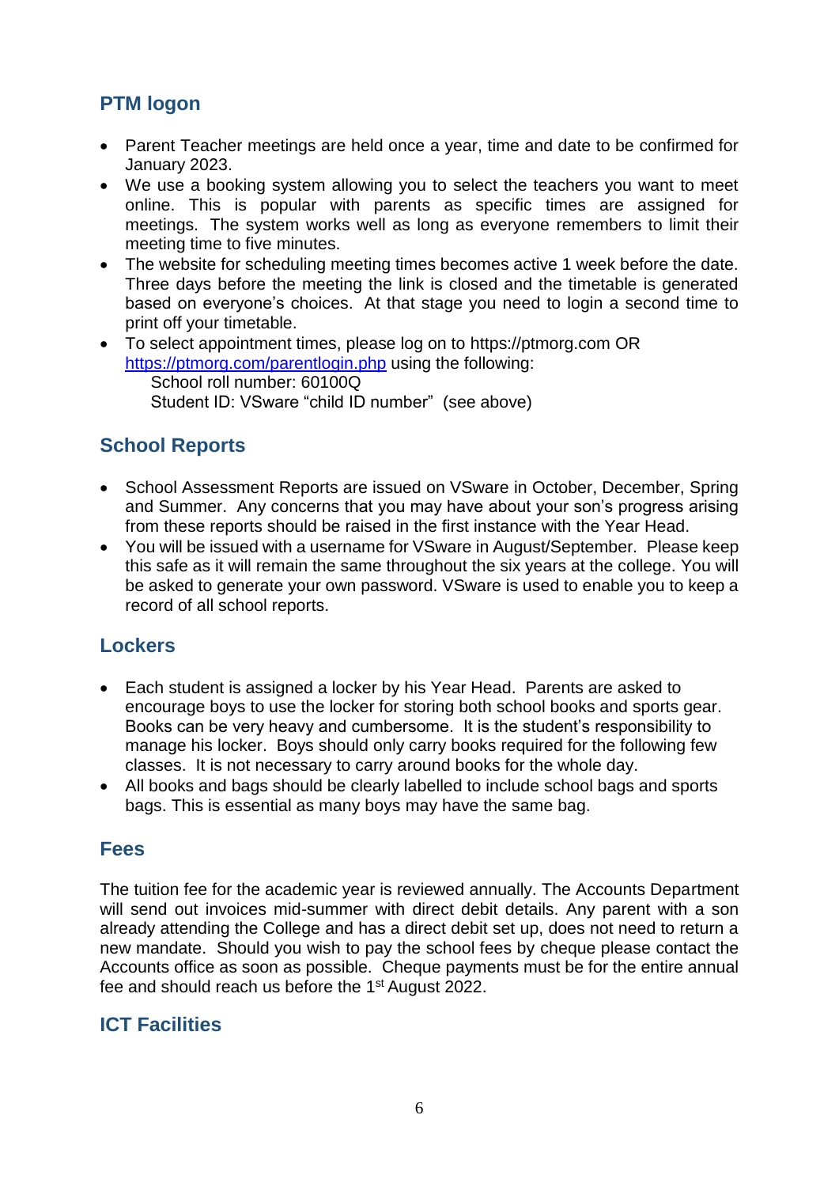## PTM logon

- Parent Teacher meetings are held once a year, time and date to be confirmed for January 2023.
- We use a booking system allowing you to select the teachers you want to meet online. This is popular with parents as specific times are assigned for meetings. The system works well as long as everyone remembers to limit their meeting time to five minutes.
- The website for scheduling meeting times becomes active 1 week before the date. Three days before the meeting the link is closed and the timetable is generated based on everyone's choices. At that stage you need to login a second time to print off your timetable.
- To select appointment times, please log on to https://ptmorg.com OR [https://ptmorg.com/parentlogin.php](https://ptmorg.com/parentlogin.php) using the following:
  School roll number: 60100Q
  Student ID: VSware "child ID number" (see above)

## School Reports

- School Assessment Reports are issued on VSware in October, December, Spring and Summer. Any concerns that you may have about your son's progress arising from these reports should be raised in the first instance with the Year Head.
- You will be issued with a username for VSware in August/September. Please keep this safe as it will remain the same throughout the six years at the college. You will be asked to generate your own password. VSware is used to enable you to keep a record of all school reports.

## Lockers

- Each student is assigned a locker by his Year Head. Parents are asked to encourage boys to use the locker for storing both school books and sports gear. Books can be very heavy and cumbersome. It is the student's responsibility to manage his locker. Boys should only carry books required for the following few classes. It is not necessary to carry around books for the whole day.
- All books and bags should be clearly labelled to include school bags and sports bags. This is essential as many boys may have the same bag.

## Fees

The tuition fee for the academic year is reviewed annually. The Accounts Department will send out invoices mid-summer with direct debit details. Any parent with a son already attending the College and has a direct debit set up, does not need to return a new mandate. Should you wish to pay the school fees by cheque please contact the Accounts office as soon as possible. Cheque payments must be for the entire annual fee and should reach us before the 1st August 2022.

## ICT Facilities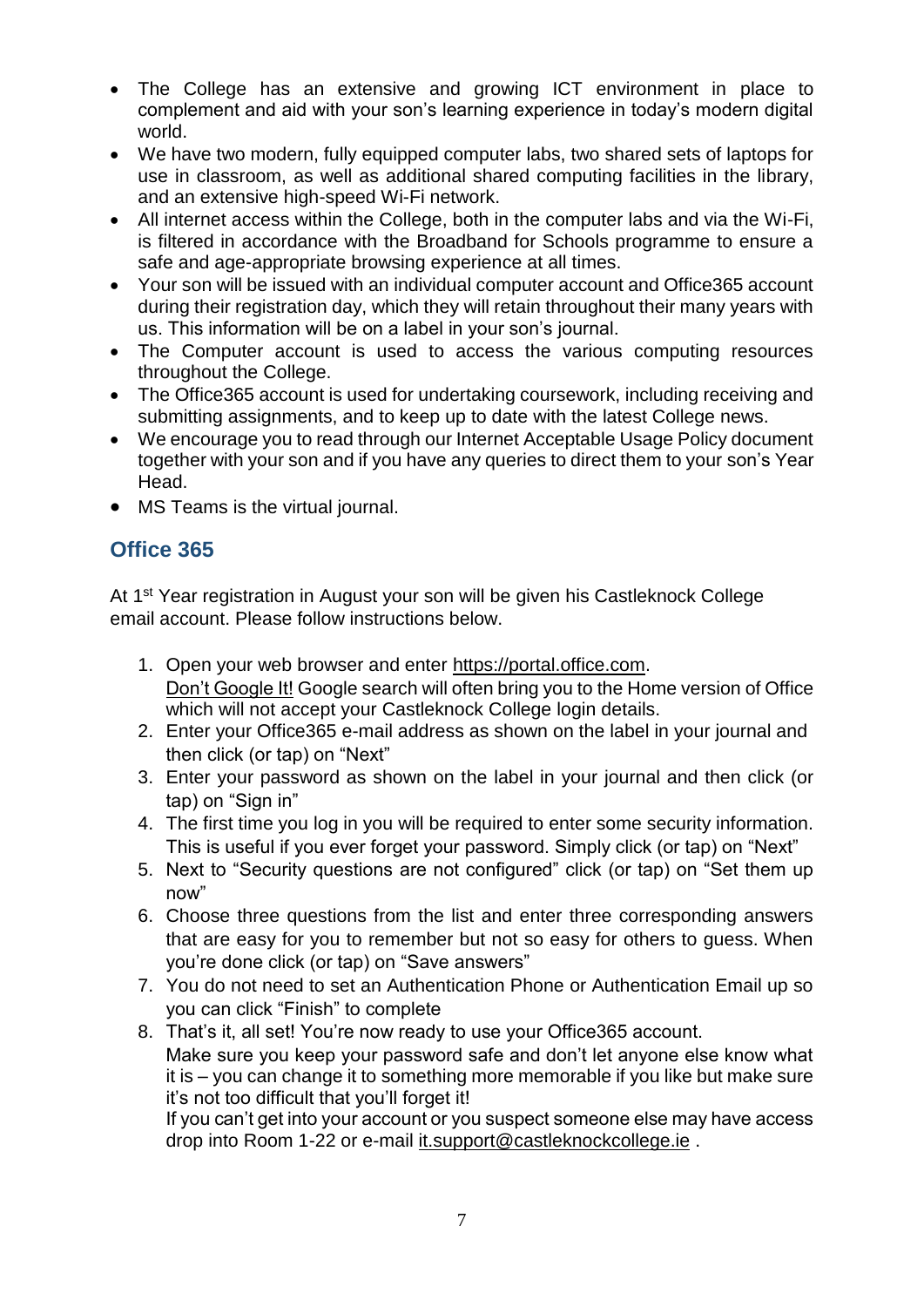- The College has an extensive and growing ICT environment in place to complement and aid with your son's learning experience in today's modern digital world.
- We have two modern, fully equipped computer labs, two shared sets of laptops for use in classroom, as well as additional shared computing facilities in the library, and an extensive high-speed Wi-Fi network.
- All internet access within the College, both in the computer labs and via the Wi-Fi, is filtered in accordance with the Broadband for Schools programme to ensure a safe and age-appropriate browsing experience at all times.
- Your son will be issued with an individual computer account and Office365 account during their registration day, which they will retain throughout their many years with us. This information will be on a label in your son's journal.
- The Computer account is used to access the various computing resources throughout the College.
- The Office365 account is used for undertaking coursework, including receiving and submitting assignments, and to keep up to date with the latest College news.
- We encourage you to read through our Internet Acceptable Usage Policy document together with your son and if you have any queries to direct them to your son's Year Head.
- MS Teams is the virtual journal.

## Office 365

At 1st Year registration in August your son will be given his Castleknock College email account. Please follow instructions below.

1. Open your web browser and enter https://portal.office.com.
   Don't Google It! Google search will often bring you to the Home version of Office which will not accept your Castleknock College login details.
2. Enter your Office365 e-mail address as shown on the label in your journal and then click (or tap) on "Next"
3. Enter your password as shown on the label in your journal and then click (or tap) on "Sign in"
4. The first time you log in you will be required to enter some security information. This is useful if you ever forget your password. Simply click (or tap) on "Next"
5. Next to "Security questions are not configured" click (or tap) on "Set them up now"
6. Choose three questions from the list and enter three corresponding answers that are easy for you to remember but not so easy for others to guess. When you're done click (or tap) on "Save answers"
7. You do not need to set an Authentication Phone or Authentication Email up so you can click "Finish" to complete
8. That's it, all set! You're now ready to use your Office365 account.
   Make sure you keep your password safe and don't let anyone else know what it is – you can change it to something more memorable if you like but make sure it's not too difficult that you'll forget it!
   If you can't get into your account or you suspect someone else may have access drop into Room 1-22 or e-mail it.support@castleknockcollege.ie .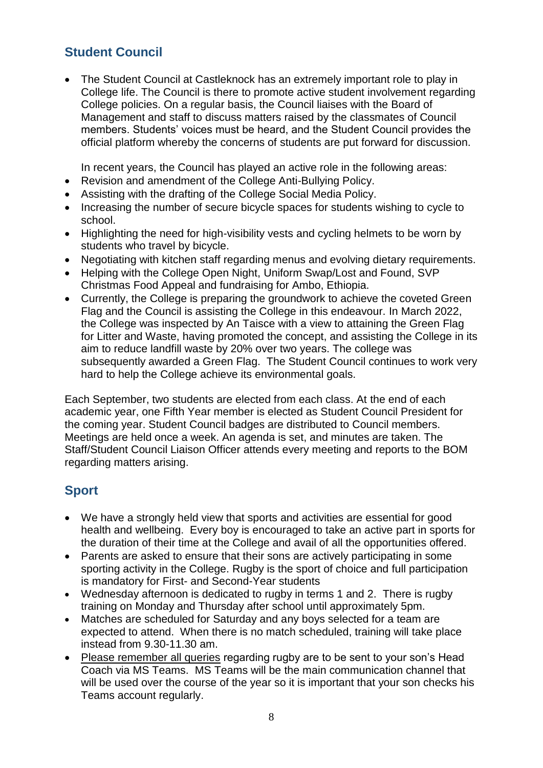## Student Council

- The Student Council at Castleknock has an extremely important role to play in College life. The Council is there to promote active student involvement regarding College policies. On a regular basis, the Council liaises with the Board of Management and staff to discuss matters raised by the classmates of Council members. Students' voices must be heard, and the Student Council provides the official platform whereby the concerns of students are put forward for discussion.

  In recent years, the Council has played an active role in the following areas:
- Revision and amendment of the College Anti-Bullying Policy.
- Assisting with the drafting of the College Social Media Policy.
- Increasing the number of secure bicycle spaces for students wishing to cycle to school.
- Highlighting the need for high-visibility vests and cycling helmets to be worn by students who travel by bicycle.
- Negotiating with kitchen staff regarding menus and evolving dietary requirements.
- Helping with the College Open Night, Uniform Swap/Lost and Found, SVP Christmas Food Appeal and fundraising for Ambo, Ethiopia.
- Currently, the College is preparing the groundwork to achieve the coveted Green Flag and the Council is assisting the College in this endeavour. In March 2022, the College was inspected by An Taisce with a view to attaining the Green Flag for Litter and Waste, having promoted the concept, and assisting the College in its aim to reduce landfill waste by 20% over two years. The college was subsequently awarded a Green Flag. The Student Council continues to work very hard to help the College achieve its environmental goals.

Each September, two students are elected from each class. At the end of each academic year, one Fifth Year member is elected as Student Council President for the coming year. Student Council badges are distributed to Council members. Meetings are held once a week. An agenda is set, and minutes are taken. The Staff/Student Council Liaison Officer attends every meeting and reports to the BOM regarding matters arising.

## Sport

- We have a strongly held view that sports and activities are essential for good health and wellbeing. Every boy is encouraged to take an active part in sports for the duration of their time at the College and avail of all the opportunities offered.
- Parents are asked to ensure that their sons are actively participating in some sporting activity in the College. Rugby is the sport of choice and full participation is mandatory for First- and Second-Year students
- Wednesday afternoon is dedicated to rugby in terms 1 and 2. There is rugby training on Monday and Thursday after school until approximately 5pm.
- Matches are scheduled for Saturday and any boys selected for a team are expected to attend. When there is no match scheduled, training will take place instead from 9.30-11.30 am.
- Please remember all queries regarding rugby are to be sent to your son's Head Coach via MS Teams. MS Teams will be the main communication channel that will be used over the course of the year so it is important that your son checks his Teams account regularly.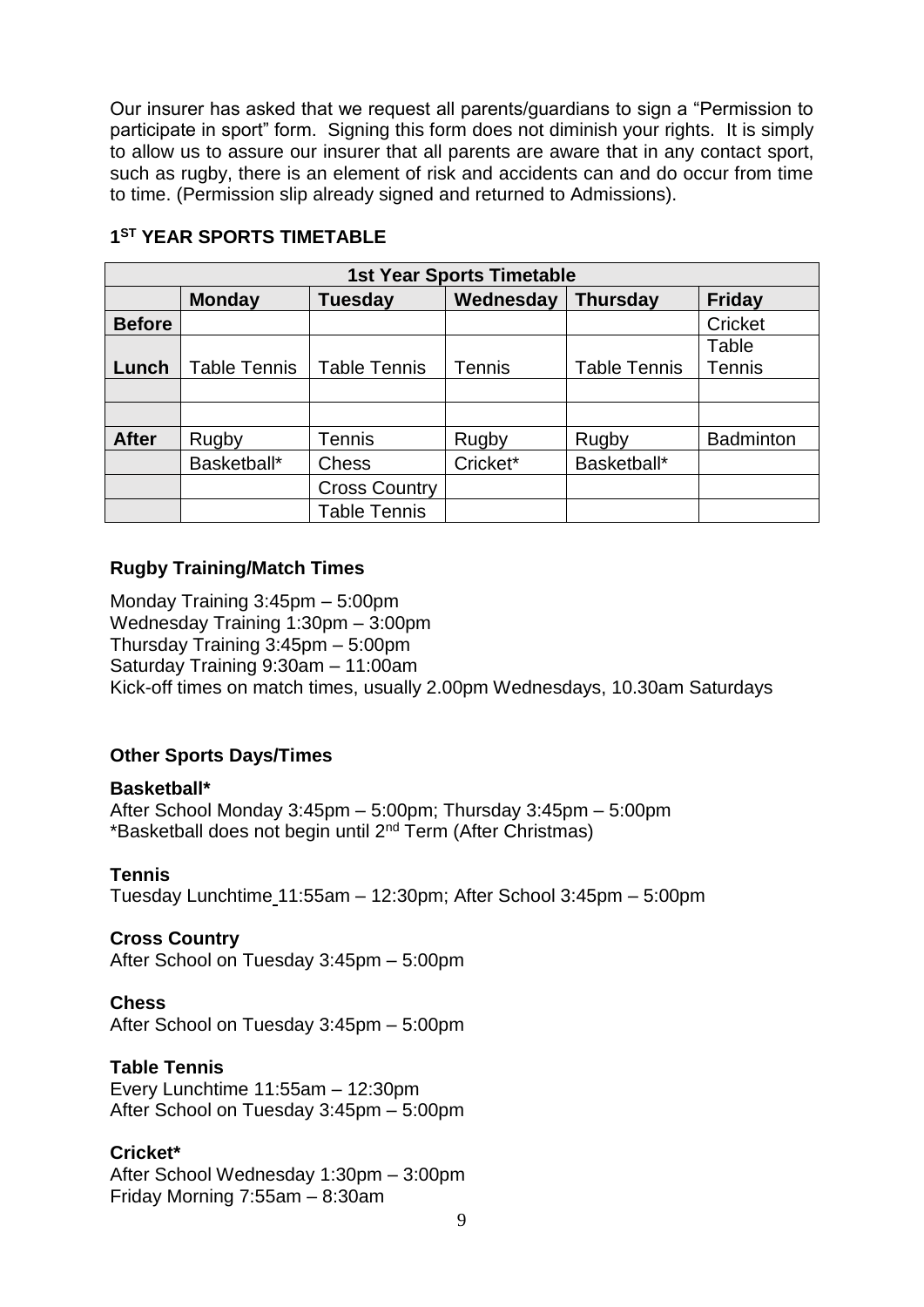Our insurer has asked that we request all parents/guardians to sign a "Permission to participate in sport" form. Signing this form does not diminish your rights. It is simply to allow us to assure our insurer that all parents are aware that in any contact sport, such as rugby, there is an element of risk and accidents can and do occur from time to time. (Permission slip already signed and returned to Admissions).

## 1ST YEAR SPORTS TIMETABLE

| 1st Year Sports Timetable | | | | | |
|---|---|---|---|---|---|
| | **Monday** | **Tuesday** | **Wednesday** | **Thursday** | **Friday** |
| **Before** | | | | | Cricket |
| **Lunch** | Table Tennis | Table Tennis | Tennis | Table Tennis | Table Tennis |
| | | | | | |
| | | | | | |
| **After** | Rugby | Tennis | Rugby | Rugby | Badminton |
| | Basketball* | Chess | Cricket* | Basketball* | |
| | | Cross Country | | | |
| | | Table Tennis | | | |

### Rugby Training/Match Times

Monday Training 3:45pm – 5:00pm
Wednesday Training 1:30pm – 3:00pm
Thursday Training 3:45pm – 5:00pm
Saturday Training 9:30am – 11:00am
Kick-off times on match times, usually 2.00pm Wednesdays, 10.30am Saturdays

### Other Sports Days/Times

**Basketball***
After School Monday 3:45pm – 5:00pm; Thursday 3:45pm – 5:00pm
*Basketball does not begin until 2nd Term (After Christmas)

**Tennis**
Tuesday Lunchtime 11:55am – 12:30pm; After School 3:45pm – 5:00pm

**Cross Country**
After School on Tuesday 3:45pm – 5:00pm

**Chess**
After School on Tuesday 3:45pm – 5:00pm

**Table Tennis**
Every Lunchtime 11:55am – 12:30pm
After School on Tuesday 3:45pm – 5:00pm

**Cricket***
After School Wednesday 1:30pm – 3:00pm
Friday Morning 7:55am – 8:30am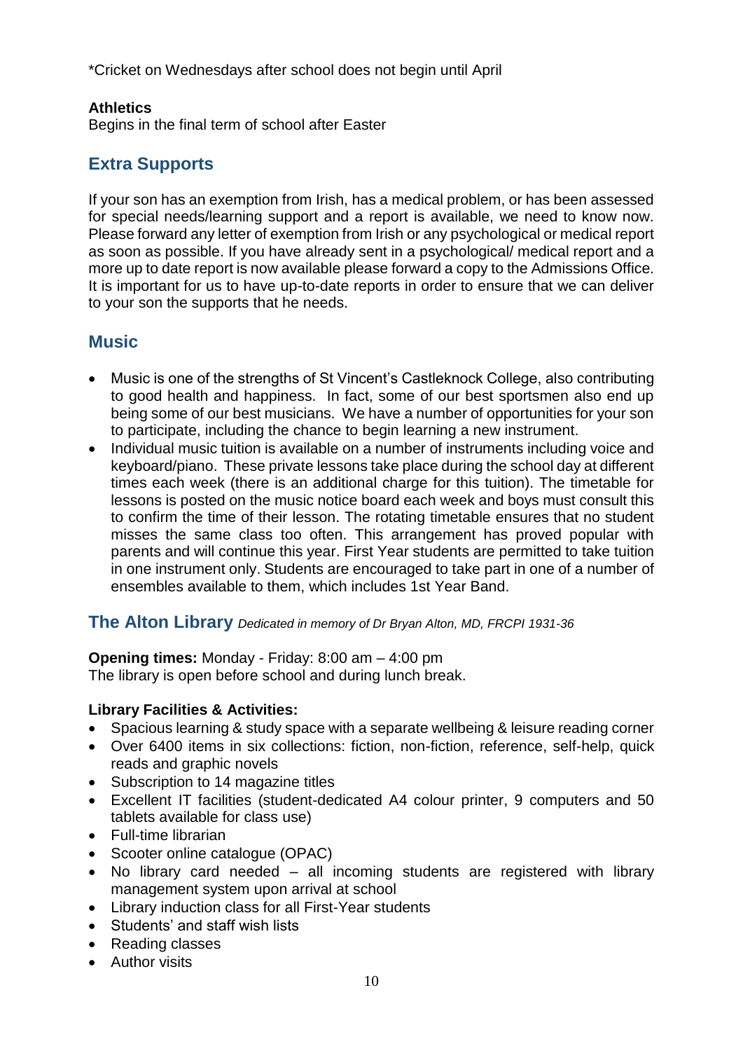*Cricket on Wednesdays after school does not begin until April

**Athletics**
Begins in the final term of school after Easter

## Extra Supports

If your son has an exemption from Irish, has a medical problem, or has been assessed for special needs/learning support and a report is available, we need to know now. Please forward any letter of exemption from Irish or any psychological or medical report as soon as possible. If you have already sent in a psychological/ medical report and a more up to date report is now available please forward a copy to the Admissions Office. It is important for us to have up-to-date reports in order to ensure that we can deliver to your son the supports that he needs.

## Music

- Music is one of the strengths of St Vincent's Castleknock College, also contributing to good health and happiness. In fact, some of our best sportsmen also end up being some of our best musicians. We have a number of opportunities for your son to participate, including the chance to begin learning a new instrument.
- Individual music tuition is available on a number of instruments including voice and keyboard/piano. These private lessons take place during the school day at different times each week (there is an additional charge for this tuition). The timetable for lessons is posted on the music notice board each week and boys must consult this to confirm the time of their lesson. The rotating timetable ensures that no student misses the same class too often. This arrangement has proved popular with parents and will continue this year. First Year students are permitted to take tuition in one instrument only. Students are encouraged to take part in one of a number of ensembles available to them, which includes 1st Year Band.

## The Alton Library *Dedicated in memory of Dr Bryan Alton, MD, FRCPI 1931-36*

**Opening times:** Monday - Friday: 8:00 am – 4:00 pm
The library is open before school and during lunch break.

**Library Facilities & Activities:**

- Spacious learning & study space with a separate wellbeing & leisure reading corner
- Over 6400 items in six collections: fiction, non-fiction, reference, self-help, quick reads and graphic novels
- Subscription to 14 magazine titles
- Excellent IT facilities (student-dedicated A4 colour printer, 9 computers and 50 tablets available for class use)
- Full-time librarian
- Scooter online catalogue (OPAC)
- No library card needed – all incoming students are registered with library management system upon arrival at school
- Library induction class for all First-Year students
- Students' and staff wish lists
- Reading classes
- Author visits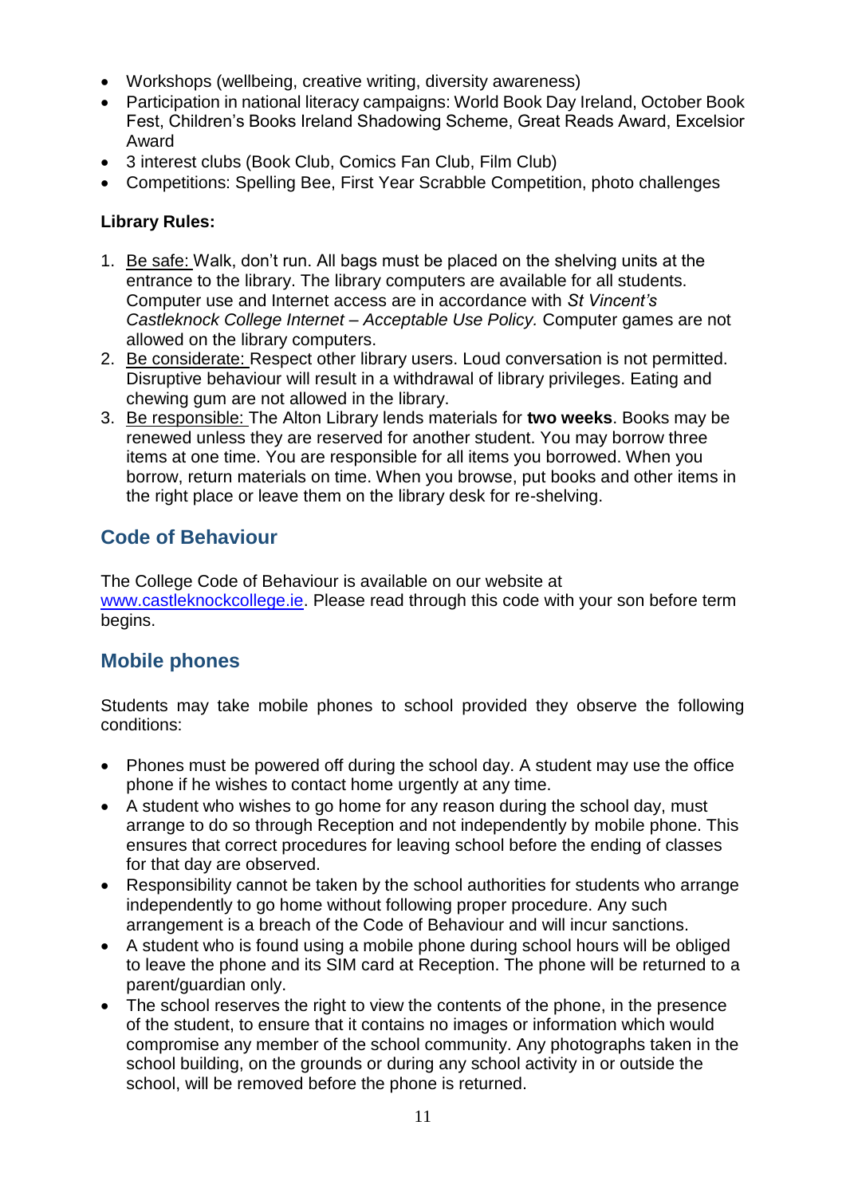- Workshops (wellbeing, creative writing, diversity awareness)
- Participation in national literacy campaigns: World Book Day Ireland, October Book Fest, Children's Books Ireland Shadowing Scheme, Great Reads Award, Excelsior Award
- 3 interest clubs (Book Club, Comics Fan Club, Film Club)
- Competitions: Spelling Bee, First Year Scrabble Competition, photo challenges

**Library Rules:**

1. Be safe: Walk, don't run. All bags must be placed on the shelving units at the entrance to the library. The library computers are available for all students. Computer use and Internet access are in accordance with *St Vincent's Castleknock College Internet – Acceptable Use Policy.* Computer games are not allowed on the library computers.
2. Be considerate: Respect other library users. Loud conversation is not permitted. Disruptive behaviour will result in a withdrawal of library privileges. Eating and chewing gum are not allowed in the library.
3. Be responsible: The Alton Library lends materials for **two weeks**. Books may be renewed unless they are reserved for another student. You may borrow three items at one time. You are responsible for all items you borrowed. When you borrow, return materials on time. When you browse, put books and other items in the right place or leave them on the library desk for re-shelving.

## Code of Behaviour

The College Code of Behaviour is available on our website at www.castleknockcollege.ie. Please read through this code with your son before term begins.

## Mobile phones

Students may take mobile phones to school provided they observe the following conditions:

- Phones must be powered off during the school day. A student may use the office phone if he wishes to contact home urgently at any time.
- A student who wishes to go home for any reason during the school day, must arrange to do so through Reception and not independently by mobile phone. This ensures that correct procedures for leaving school before the ending of classes for that day are observed.
- Responsibility cannot be taken by the school authorities for students who arrange independently to go home without following proper procedure. Any such arrangement is a breach of the Code of Behaviour and will incur sanctions.
- A student who is found using a mobile phone during school hours will be obliged to leave the phone and its SIM card at Reception. The phone will be returned to a parent/guardian only.
- The school reserves the right to view the contents of the phone, in the presence of the student, to ensure that it contains no images or information which would compromise any member of the school community. Any photographs taken in the school building, on the grounds or during any school activity in or outside the school, will be removed before the phone is returned.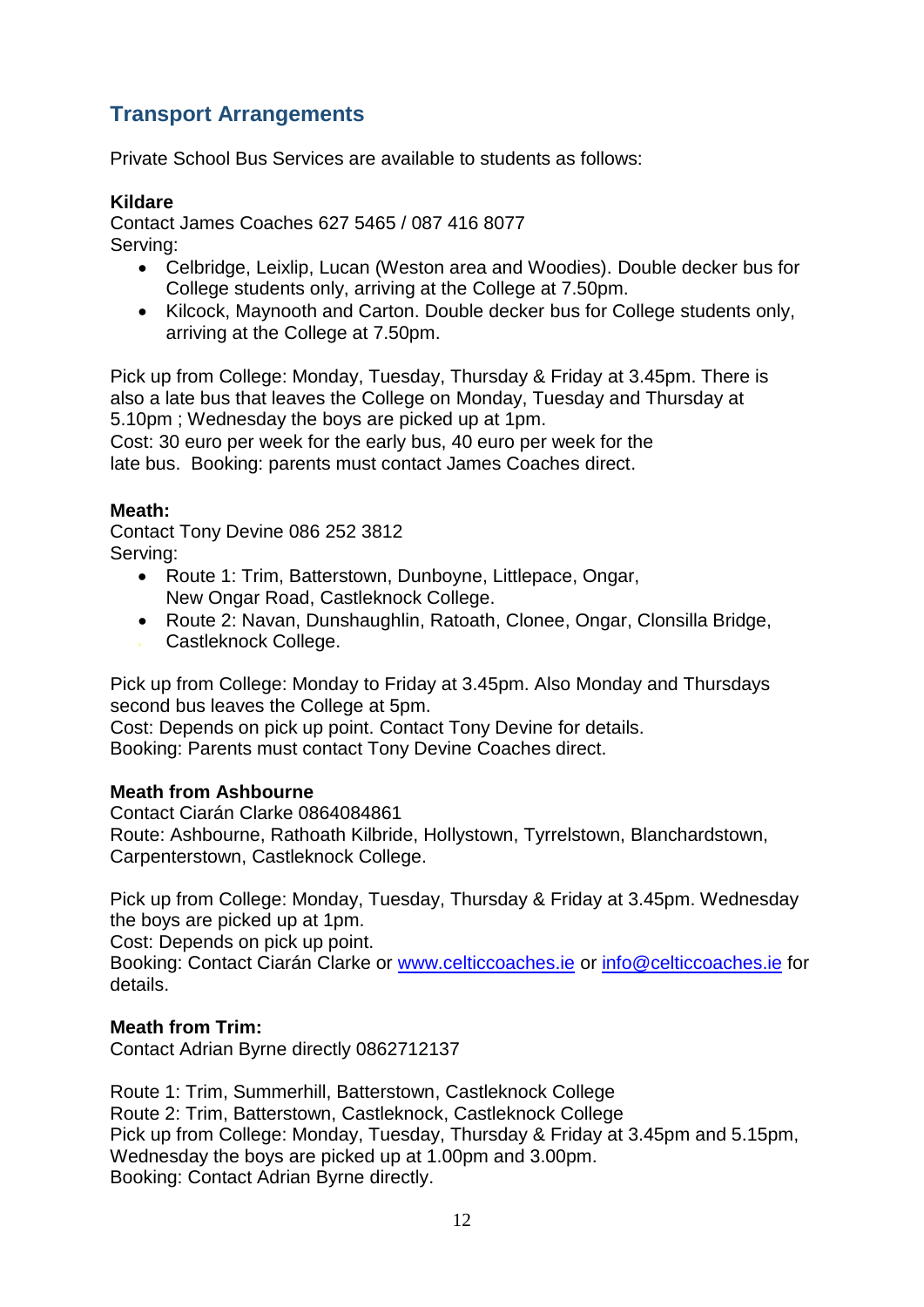## Transport Arrangements

Private School Bus Services are available to students as follows:

**Kildare**
Contact James Coaches 627 5465 / 087 416 8077
Serving:

- Celbridge, Leixlip, Lucan (Weston area and Woodies). Double decker bus for College students only, arriving at the College at 7.50pm.
- Kilcock, Maynooth and Carton. Double decker bus for College students only, arriving at the College at 7.50pm.

Pick up from College: Monday, Tuesday, Thursday & Friday at 3.45pm. There is also a late bus that leaves the College on Monday, Tuesday and Thursday at 5.10pm ; Wednesday the boys are picked up at 1pm.
Cost: 30 euro per week for the early bus, 40 euro per week for the late bus. Booking: parents must contact James Coaches direct.

**Meath:**
Contact Tony Devine 086 252 3812
Serving:

- Route 1: Trim, Batterstown, Dunboyne, Littlepace, Ongar, New Ongar Road, Castleknock College.
- Route 2: Navan, Dunshaughlin, Ratoath, Clonee, Ongar, Clonsilla Bridge, Castleknock College.

Pick up from College: Monday to Friday at 3.45pm. Also Monday and Thursdays second bus leaves the College at 5pm.
Cost: Depends on pick up point. Contact Tony Devine for details.
Booking: Parents must contact Tony Devine Coaches direct.

**Meath from Ashbourne**
Contact Ciarán Clarke 0864084861
Route: Ashbourne, Rathoath Kilbride, Hollystown, Tyrrelstown, Blanchardstown, Carpenterstown, Castleknock College.

Pick up from College: Monday, Tuesday, Thursday & Friday at 3.45pm. Wednesday the boys are picked up at 1pm.
Cost: Depends on pick up point.
Booking: Contact Ciarán Clarke or www.celticcoaches.ie or info@celticcoaches.ie for details.

**Meath from Trim:**
Contact Adrian Byrne directly 0862712137

Route 1: Trim, Summerhill, Batterstown, Castleknock College
Route 2: Trim, Batterstown, Castleknock, Castleknock College
Pick up from College: Monday, Tuesday, Thursday & Friday at 3.45pm and 5.15pm, Wednesday the boys are picked up at 1.00pm and 3.00pm.
Booking: Contact Adrian Byrne directly.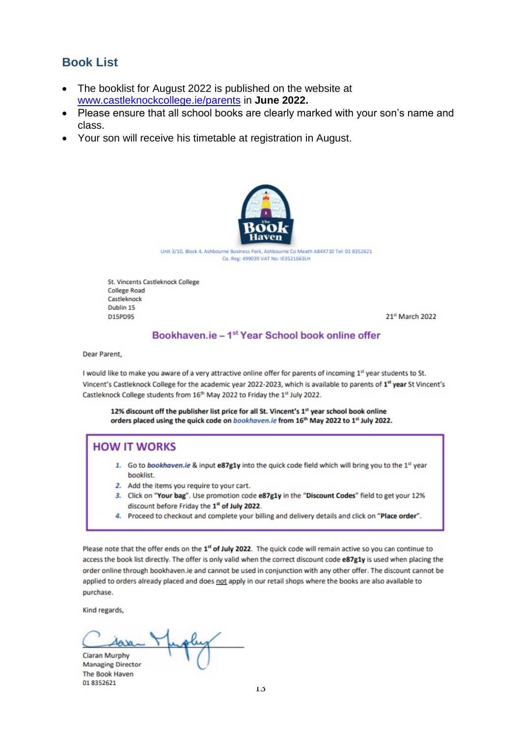## Book List

- The booklist for August 2022 is published on the website at www.castleknockcollege.ie/parents in **June 2022.**
- Please ensure that all school books are clearly marked with your son's name and class.
- Your son will receive his timetable at registration in August.

The Book Haven

Unit 3/10, Block 4, Ashbourne Business Park, Ashbourne Co Meath A84X710 Tel: 01 8352621
Co. Reg: 499039 VAT No: IE3521663LH

St. Vincents Castleknock College
College Road
Castleknock
Dublin 15
D15PD95

21st March 2022

### Bookhaven.ie – 1st Year School book online offer

Dear Parent,

I would like to make you aware of a very attractive online offer for parents of incoming 1st year students to St. Vincent's Castleknock College for the academic year 2022-2023, which is available to parents of **1st year** St Vincent's Castleknock College students from 16th May 2022 to Friday the 1st July 2022.

**12% discount off the publisher list price for all St. Vincent's 1st year school book online orders placed using the quick code on *bookhaven.ie* from 16th May 2022 to 1st July 2022.**

### HOW IT WORKS

1. Go to ***bookhaven.ie*** & input **e87g1y** into the quick code field which will bring you to the 1st year booklist.
2. Add the items you require to your cart.
3. Click on **"Your bag"**. Use promotion code **e87g1y** in the **"Discount Codes"** field to get your 12% discount before Friday the **1st of July 2022**.
4. Proceed to checkout and complete your billing and delivery details and click on **"Place order"**.

Please note that the offer ends on the **1st of July 2022**. The quick code will remain active so you can continue to access the book list directly. The offer is only valid when the correct discount code **e87g1y** is used when placing the order online through bookhaven.ie and cannot be used in conjunction with any other offer. The discount cannot be applied to orders already placed and does not apply in our retail shops where the books are also available to purchase.

Kind regards,

Ciaran Murphy
Managing Director
The Book Haven
01 8352621